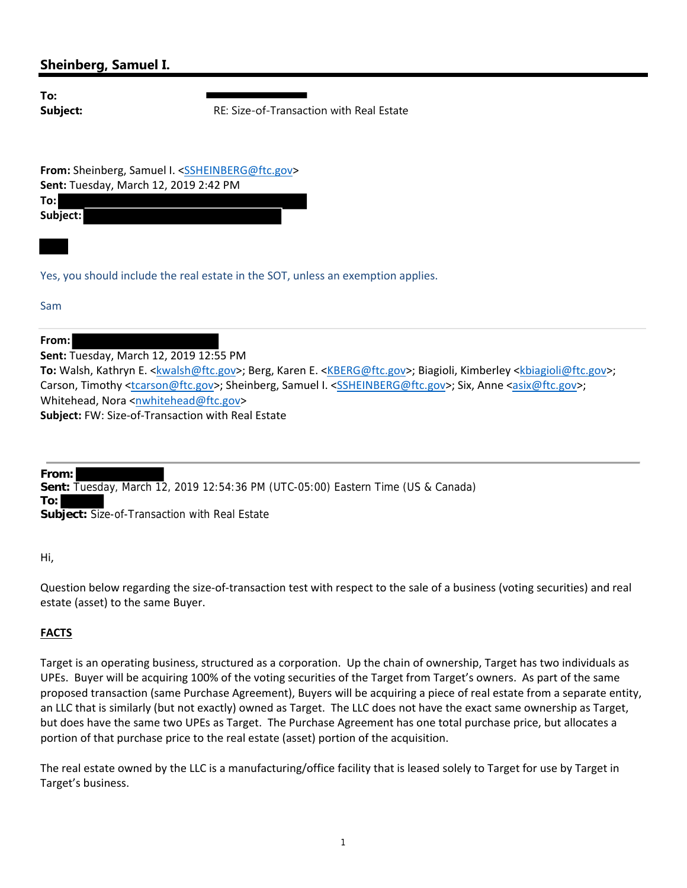## Sheinberg, Samuel I.

**To:** [redacted]
**Subject:** RE: Size-of-Transaction with Real Estate

**From:** Sheinberg, Samuel I. <SSHEINBERG@ftc.gov>
**Sent:** Tuesday, March 12, 2019 2:42 PM
**To:** [redacted]
**Subject:** [redacted]

[redacted]

Yes, you should include the real estate in the SOT, unless an exemption applies.

Sam

---

**From:** [redacted]
**Sent:** Tuesday, March 12, 2019 12:55 PM
**To:** Walsh, Kathryn E. <kwalsh@ftc.gov>; Berg, Karen E. <KBERG@ftc.gov>; Biagioli, Kimberley <kbiagioli@ftc.gov>; Carson, Timothy <tcarson@ftc.gov>; Sheinberg, Samuel I. <SSHEINBERG@ftc.gov>; Six, Anne <asix@ftc.gov>; Whitehead, Nora <nwhitehead@ftc.gov>
**Subject:** FW: Size-of-Transaction with Real Estate

---

**From:** [redacted]
**Sent:** Tuesday, March 12, 2019 12:54:36 PM (UTC-05:00) Eastern Time (US & Canada)
**To:** [redacted]
**Subject:** Size-of-Transaction with Real Estate

Hi,

Question below regarding the size-of-transaction test with respect to the sale of a business (voting securities) and real estate (asset) to the same Buyer.

**FACTS**

Target is an operating business, structured as a corporation. Up the chain of ownership, Target has two individuals as UPEs. Buyer will be acquiring 100% of the voting securities of the Target from Target's owners. As part of the same proposed transaction (same Purchase Agreement), Buyers will be acquiring a piece of real estate from a separate entity, an LLC that is similarly (but not exactly) owned as Target. The LLC does not have the exact same ownership as Target, but does have the same two UPEs as Target. The Purchase Agreement has one total purchase price, but allocates a portion of that purchase price to the real estate (asset) portion of the acquisition.

The real estate owned by the LLC is a manufacturing/office facility that is leased solely to Target for use by Target in Target's business.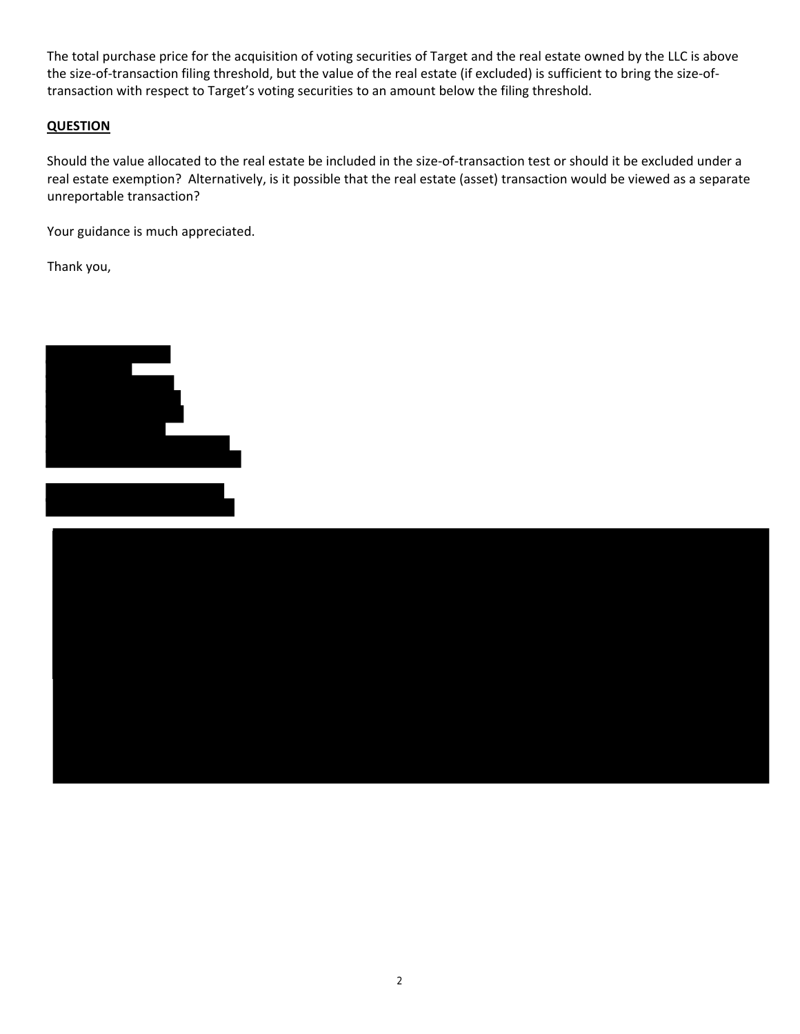The total purchase price for the acquisition of voting securities of Target and the real estate owned by the LLC is above the size-of-transaction filing threshold, but the value of the real estate (if excluded) is sufficient to bring the size-of-transaction with respect to Target's voting securities to an amount below the filing threshold.

**QUESTION**

Should the value allocated to the real estate be included in the size-of-transaction test or should it be excluded under a real estate exemption? Alternatively, is it possible that the real estate (asset) transaction would be viewed as a separate unreportable transaction?

Your guidance is much appreciated.

Thank you,